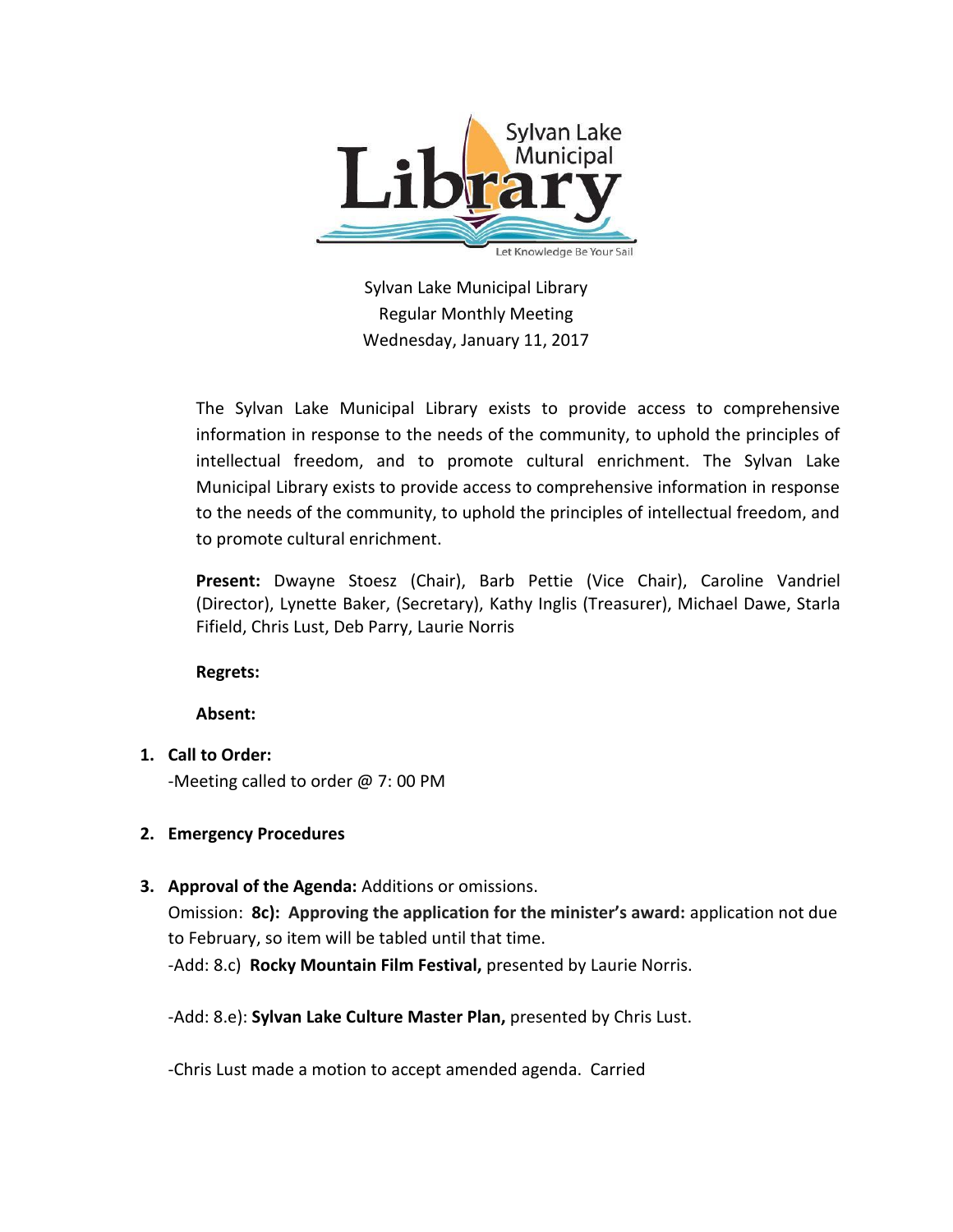Sylvan Lake Municipal Library
Regular Monthly Meeting
Wednesday, January 11, 2017

The Sylvan Lake Municipal Library exists to provide access to comprehensive information in response to the needs of the community, to uphold the principles of intellectual freedom, and to promote cultural enrichment. The Sylvan Lake Municipal Library exists to provide access to comprehensive information in response to the needs of the community, to uphold the principles of intellectual freedom, and to promote cultural enrichment.

**Present:** Dwayne Stoesz (Chair), Barb Pettie (Vice Chair), Caroline Vandriel (Director), Lynette Baker, (Secretary), Kathy Inglis (Treasurer), Michael Dawe, Starla Fifield, Chris Lust, Deb Parry, Laurie Norris

**Regrets:**

**Absent:**

1. **Call to Order:**
   -Meeting called to order @ 7: 00 PM

2. **Emergency Procedures**

3. **Approval of the Agenda:** Additions or omissions.
   Omission: **8c): Approving the application for the minister's award:** application not due to February, so item will be tabled until that time.
   -Add: 8.c) **Rocky Mountain Film Festival,** presented by Laurie Norris.

   -Add: 8.e): **Sylvan Lake Culture Master Plan,** presented by Chris Lust.

   -Chris Lust made a motion to accept amended agenda. Carried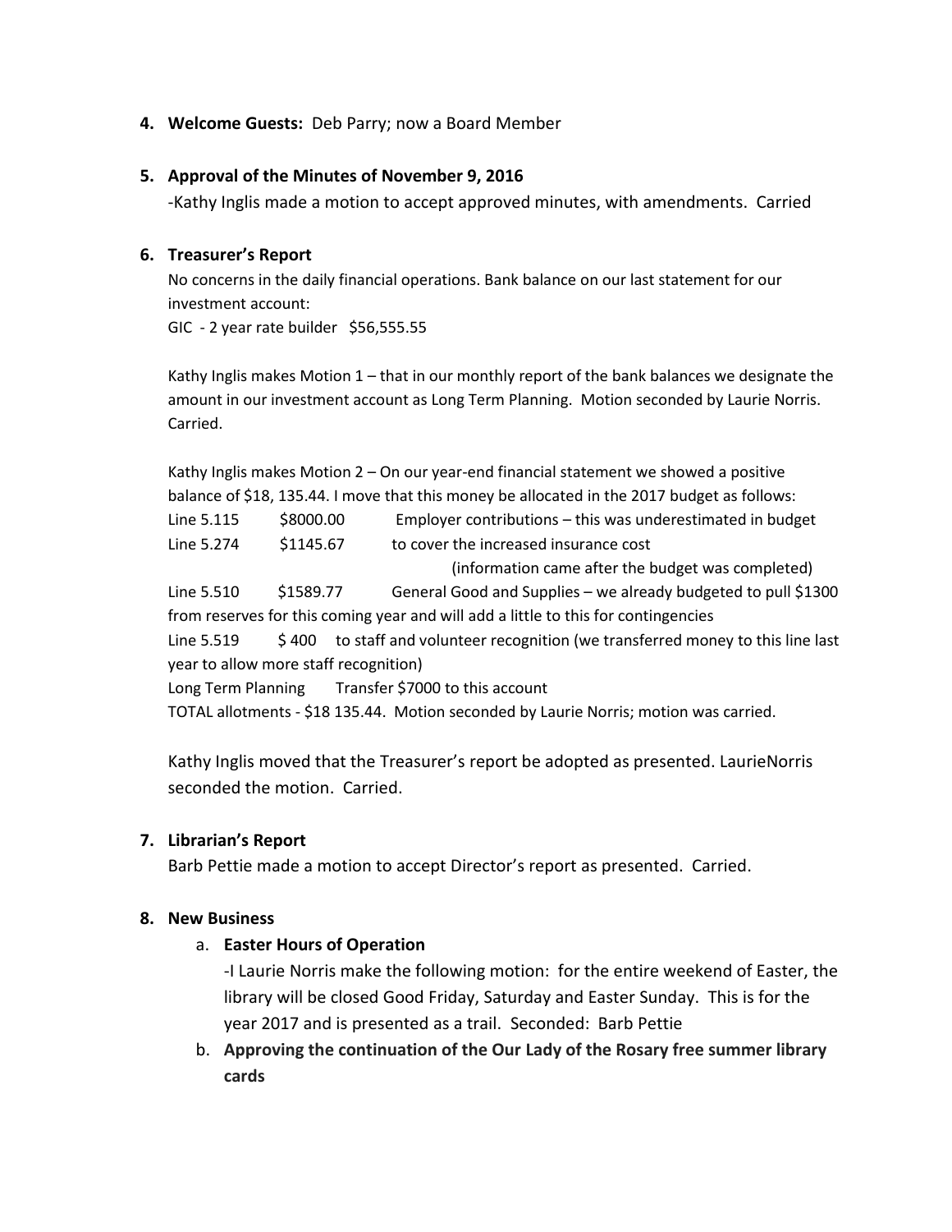4. **Welcome Guests:** Deb Parry; now a Board Member

5. **Approval of the Minutes of November 9, 2016**

   -Kathy Inglis made a motion to accept approved minutes, with amendments. Carried

6. **Treasurer's Report**

   No concerns in the daily financial operations. Bank balance on our last statement for our investment account:

   GIC - 2 year rate builder $56,555.55

   Kathy Inglis makes Motion 1 – that in our monthly report of the bank balances we designate the amount in our investment account as Long Term Planning. Motion seconded by Laurie Norris. Carried.

   Kathy Inglis makes Motion 2 – On our year-end financial statement we showed a positive balance of $18, 135.44. I move that this money be allocated in the 2017 budget as follows:

   Line 5.115 $8000.00 Employer contributions – this was underestimated in budget

   Line 5.274 $1145.67 to cover the increased insurance cost (information came after the budget was completed)

   Line 5.510 $1589.77 General Good and Supplies – we already budgeted to pull $1300 from reserves for this coming year and will add a little to this for contingencies

   Line 5.519 $ 400 to staff and volunteer recognition (we transferred money to this line last year to allow more staff recognition)

   Long Term Planning Transfer $7000 to this account

   TOTAL allotments - $18 135.44. Motion seconded by Laurie Norris; motion was carried.

   Kathy Inglis moved that the Treasurer's report be adopted as presented. LaurieNorris seconded the motion. Carried.

7. **Librarian's Report**

   Barb Pettie made a motion to accept Director's report as presented. Carried.

8. **New Business**

   a. **Easter Hours of Operation**

      -I Laurie Norris make the following motion: for the entire weekend of Easter, the library will be closed Good Friday, Saturday and Easter Sunday. This is for the year 2017 and is presented as a trail. Seconded: Barb Pettie

   b. **Approving the continuation of the Our Lady of the Rosary free summer library cards**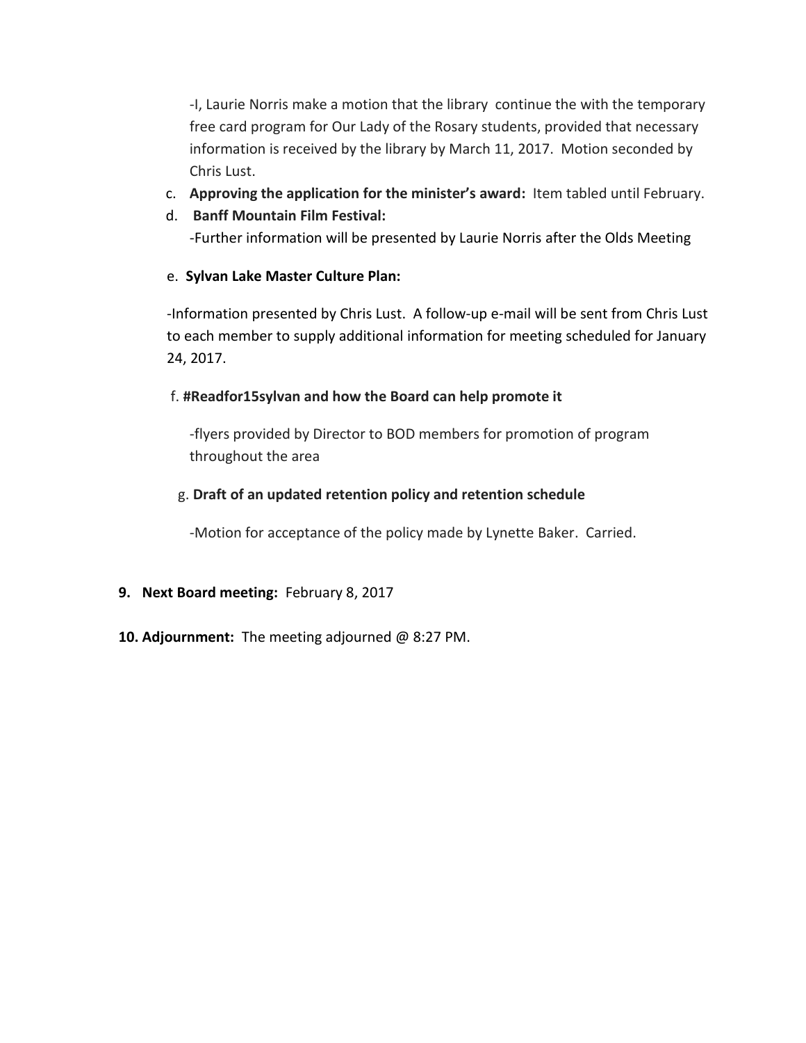-I, Laurie Norris make a motion that the library continue the with the temporary free card program for Our Lady of the Rosary students, provided that necessary information is received by the library by March 11, 2017. Motion seconded by Chris Lust.

c. **Approving the application for the minister's award:** Item tabled until February.

d. **Banff Mountain Film Festival:**

   -Further information will be presented by Laurie Norris after the Olds Meeting

e. **Sylvan Lake Master Culture Plan:**

-Information presented by Chris Lust. A follow-up e-mail will be sent from Chris Lust to each member to supply additional information for meeting scheduled for January 24, 2017.

f. **#Readfor15sylvan and how the Board can help promote it**

   -flyers provided by Director to BOD members for promotion of program throughout the area

g. **Draft of an updated retention policy and retention schedule**

   -Motion for acceptance of the policy made by Lynette Baker. Carried.

**9. Next Board meeting:** February 8, 2017

**10. Adjournment:** The meeting adjourned @ 8:27 PM.